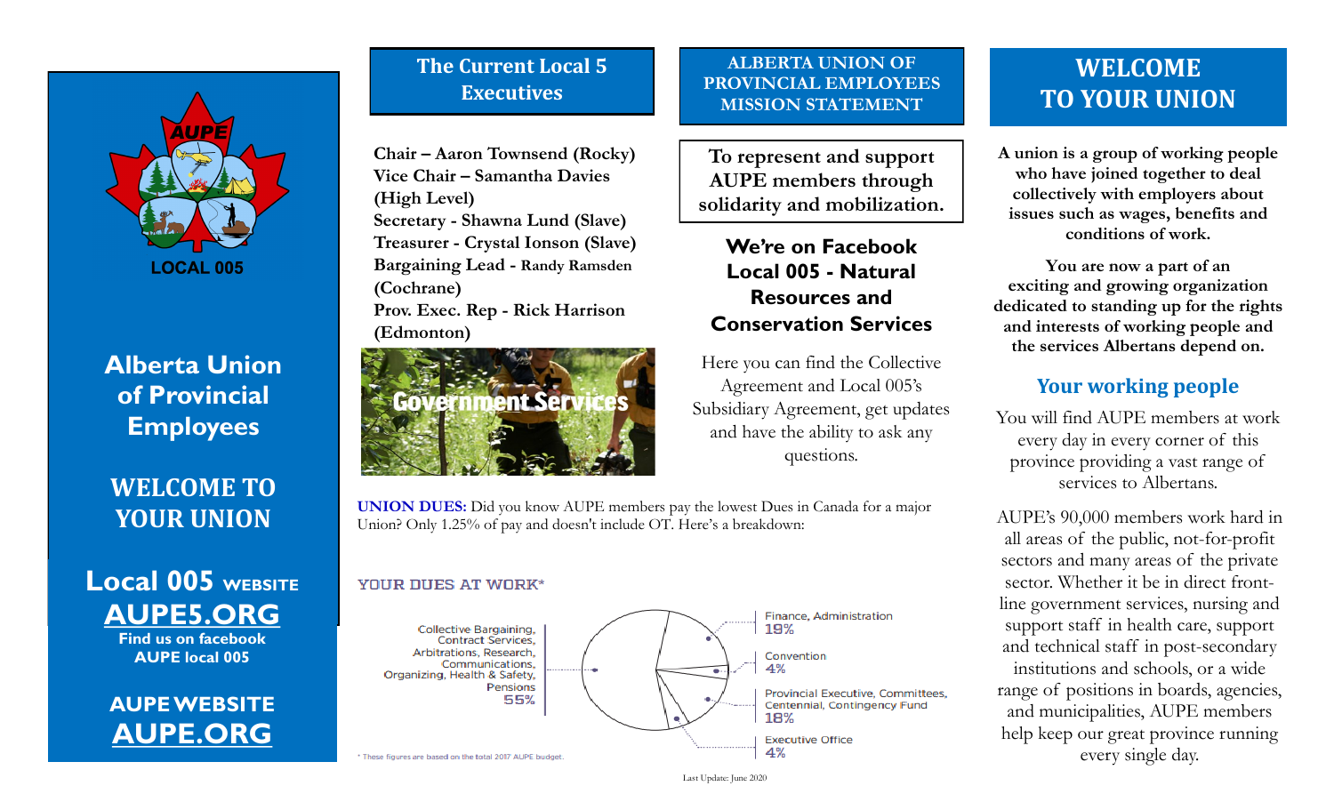AUPE

LOCAL 005

# Alberta Union of Provincial Employees

# WELCOME TO YOUR UNION

## Local 005 WEBSITE

## AUPE5.ORG

**Find us on facebook**
**AUPE local 005**

## AUPE WEBSITE

## AUPE.ORG

## The Current Local 5 Executives

**Chair – Aaron Townsend (Rocky)**
**Vice Chair – Samantha Davies (High Level)**
**Secretary - Shawna Lund (Slave)**
**Treasurer - Crystal Ionson (Slave)**
**Bargaining Lead - Randy Ramsden (Cochrane)**
**Prov. Exec. Rep - Rick Harrison (Edmonton)**

Government Services

## ALBERTA UNION OF PROVINCIAL EMPLOYEES MISSION STATEMENT

To represent and support AUPE members through solidarity and mobilization.

**We're on Facebook Local 005 - Natural Resources and Conservation Services**

Here you can find the Collective Agreement and Local 005's Subsidiary Agreement, get updates and have the ability to ask any questions.

**UNION DUES:** Did you know AUPE members pay the lowest Dues in Canada for a major Union? Only 1.25% of pay and doesn't include OT. Here's a breakdown:

YOUR DUES AT WORK*

| Category | Share |
|---|---|
| Collective Bargaining, Contract Services, Arbitrations, Research, Communications, Organizing, Health & Safety, Pensions | 55% |
| Finance, Administration | 19% |
| Convention | 4% |
| Provincial Executive, Committees, Centennial, Contingency Fund | 18% |
| Executive Office | 4% |

* These figures are based on the total 2017 AUPE budget.

Last Update: June 2020

# WELCOME TO YOUR UNION

**A union is a group of working people who have joined together to deal collectively with employers about issues such as wages, benefits and conditions of work.**

**You are now a part of an exciting and growing organization dedicated to standing up for the rights and interests of working people and the services Albertans depend on.**

## Your working people

You will find AUPE members at work every day in every corner of this province providing a vast range of services to Albertans.

AUPE's 90,000 members work hard in all areas of the public, not-for-profit sectors and many areas of the private sector. Whether it be in direct front-line government services, nursing and support staff in health care, support and technical staff in post-secondary institutions and schools, or a wide range of positions in boards, agencies, and municipalities, AUPE members help keep our great province running every single day.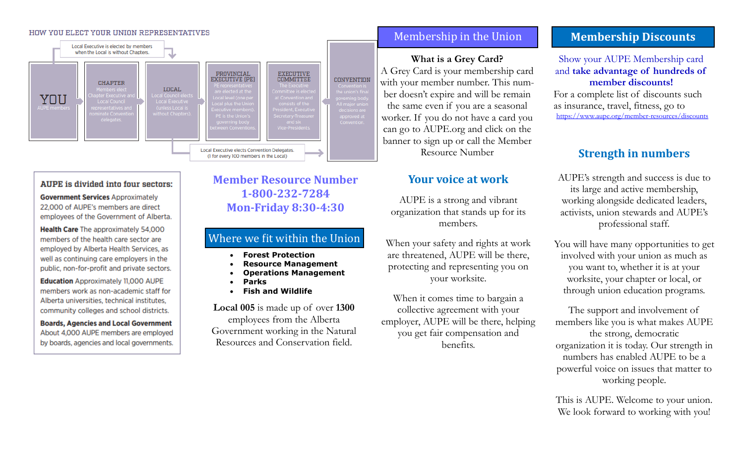## HOW YOU ELECT YOUR UNION REPRESENTATIVES

Local Executive is elected by members when the Local is without Chapters.

**YOU** AUPE members

**CHAPTER** Members elect Chapter Executive and Local Council representatives and nominate Convention delegates.

**LOCAL** Local Council elects Local Executive (unless Local is without Chapters).

**PROVINCIAL EXECUTIVE [PE]** PE representatives are elected at the Local level (one per Local plus the Union Executive members). PE is the Union's governing body between Conventions.

**EXECUTIVE COMMITTEE** The Executive Committee is elected at Convention and consists of the President, Executive Secretary-Treasurer and six Vice-Presidents.

**CONVENTION** Convention is the union's final governing body. All major union decisions are approved at Convention.

Local Executive elects Convention Delegates. (1 for every 100 members in the Local)

**AUPE is divided into four sectors:**

**Government Services** Approximately 22,000 of AUPE's members are direct employees of the Government of Alberta.

**Health Care** The approximately 54,000 members of the health care sector are employed by Alberta Health Services, as well as continuing care employers in the public, non-for-profit and private sectors.

**Education** Approximately 11,000 AUPE members work as non-academic staff for Alberta universities, technical institutes, community colleges and school districts.

**Boards, Agencies and Local Government** About 4,000 AUPE members are employed by boards, agencies and local governments.

## Member Resource Number
## 1-800-232-7284
## Mon-Friday 8:30-4:30

## Where we fit within the Union

- **Forest Protection**
- **Resource Management**
- **Operations Management**
- **Parks**
- **Fish and Wildlife**

**Local 005** is made up of over **1300** employees from the Alberta Government working in the Natural Resources and Conservation field.

## Membership in the Union

**What is a Grey Card?**

A Grey Card is your membership card with your member number. This number doesn't expire and will be remain the same even if you are a seasonal worker. If you do not have a card you can go to AUPE.org and click on the banner to sign up or call the Member Resource Number

## Your voice at work

AUPE is a strong and vibrant organization that stands up for its members.

When your safety and rights at work are threatened, AUPE will be there, protecting and representing you on your worksite.

When it comes time to bargain a collective agreement with your employer, AUPE will be there, helping you get fair compensation and benefits.

## Membership Discounts

Show your AUPE Membership card and **take advantage of hundreds of member discounts!**

For a complete list of discounts such as insurance, travel, fitness, go to https://www.aupe.org/member-resources/discounts

## Strength in numbers

AUPE's strength and success is due to its large and active membership, working alongside dedicated leaders, activists, union stewards and AUPE's professional staff.

You will have many opportunities to get involved with your union as much as you want to, whether it is at your worksite, your chapter or local, or through union education programs.

The support and involvement of members like you is what makes AUPE the strong, democratic organization it is today. Our strength in numbers has enabled AUPE to be a powerful voice on issues that matter to working people.

This is AUPE. Welcome to your union. We look forward to working with you!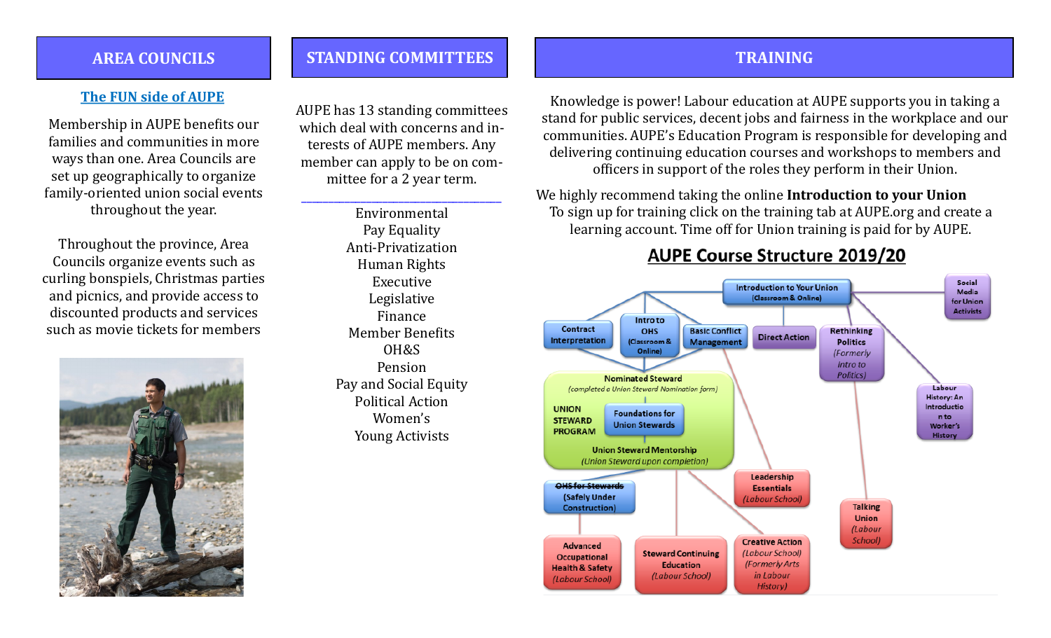## AREA COUNCILS

**The FUN side of AUPE**

Membership in AUPE benefits our families and communities in more ways than one. Area Councils are set up geographically to organize family-oriented union social events throughout the year.

Throughout the province, Area Councils organize events such as curling bonspiels, Christmas parties and picnics, and provide access to discounted products and services such as movie tickets for members

## STANDING COMMITTEES

AUPE has 13 standing committees which deal with concerns and interests of AUPE members. Any member can apply to be on committee for a 2 year term.

---

- Environmental
- Pay Equality
- Anti-Privatization
- Human Rights
- Executive
- Legislative
- Finance
- Member Benefits
- OH&S
- Pension
- Pay and Social Equity
- Political Action
- Women's
- Young Activists

## TRAINING

Knowledge is power! Labour education at AUPE supports you in taking a stand for public services, decent jobs and fairness in the workplace and our communities. AUPE's Education Program is responsible for developing and delivering continuing education courses and workshops to members and officers in support of the roles they perform in their Union.

We highly recommend taking the online **Introduction to your Union** To sign up for training click on the training tab at AUPE.org and create a learning account. Time off for Union training is paid for by AUPE.

### AUPE Course Structure 2019/20

- Introduction to Your Union (Classroom & Online)
- Contract Interpretation
- Intro to OHS (Classroom & Online)
- Basic Conflict Management
- Direct Action
- Rethinking Politics (*Formerly Intro to Politics*)
- Social Media for Union Activists
- Labour History: An Introduction to Worker's History
- UNION STEWARD PROGRAM
  - Nominated Steward (*completed a Union Steward Nomination form*)
  - Foundations for Union Stewards
  - Union Steward Mentorship (*Union Steward upon completion*)
- OHS for Stewards (Safety Under Construction)
- Leadership Essentials (*Labour School*)
- Talking Union (*Labour School*)
- Advanced Occupational Health & Safety (*Labour School*)
- Steward Continuing Education (*Labour School*)
- Creative Action (*Labour School*) (*Formerly Arts in Labour History*)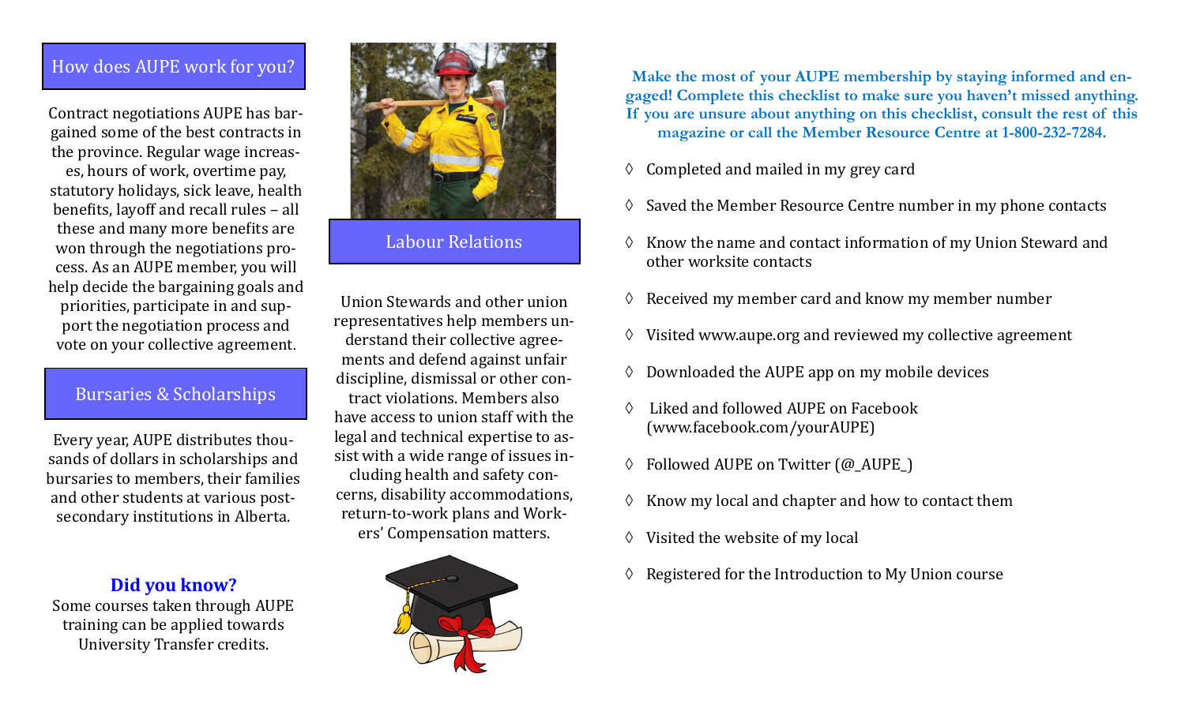## How does AUPE work for you?

Contract negotiations AUPE has bargained some of the best contracts in the province. Regular wage increases, hours of work, overtime pay, statutory holidays, sick leave, health benefits, layoff and recall rules – all these and many more benefits are won through the negotiations process. As an AUPE member, you will help decide the bargaining goals and priorities, participate in and support the negotiation process and vote on your collective agreement.

## Bursaries & Scholarships

Every year, AUPE distributes thousands of dollars in scholarships and bursaries to members, their families and other students at various post-secondary institutions in Alberta.

**Did you know?**

Some courses taken through AUPE training can be applied towards University Transfer credits.

## Labour Relations

Union Stewards and other union representatives help members understand their collective agreements and defend against unfair discipline, dismissal or other contract violations. Members also have access to union staff with the legal and technical expertise to assist with a wide range of issues including health and safety concerns, disability accommodations, return-to-work plans and Workers' Compensation matters.

**Make the most of your AUPE membership by staying informed and engaged! Complete this checklist to make sure you haven't missed anything. If you are unsure about anything on this checklist, consult the rest of this magazine or call the Member Resource Centre at 1-800-232-7284.**

- ◊ Completed and mailed in my grey card
- ◊ Saved the Member Resource Centre number in my phone contacts
- ◊ Know the name and contact information of my Union Steward and other worksite contacts
- ◊ Received my member card and know my member number
- ◊ Visited www.aupe.org and reviewed my collective agreement
- ◊ Downloaded the AUPE app on my mobile devices
- ◊ Liked and followed AUPE on Facebook (www.facebook.com/yourAUPE)
- ◊ Followed AUPE on Twitter (@_AUPE_)
- ◊ Know my local and chapter and how to contact them
- ◊ Visited the website of my local
- ◊ Registered for the Introduction to My Union course